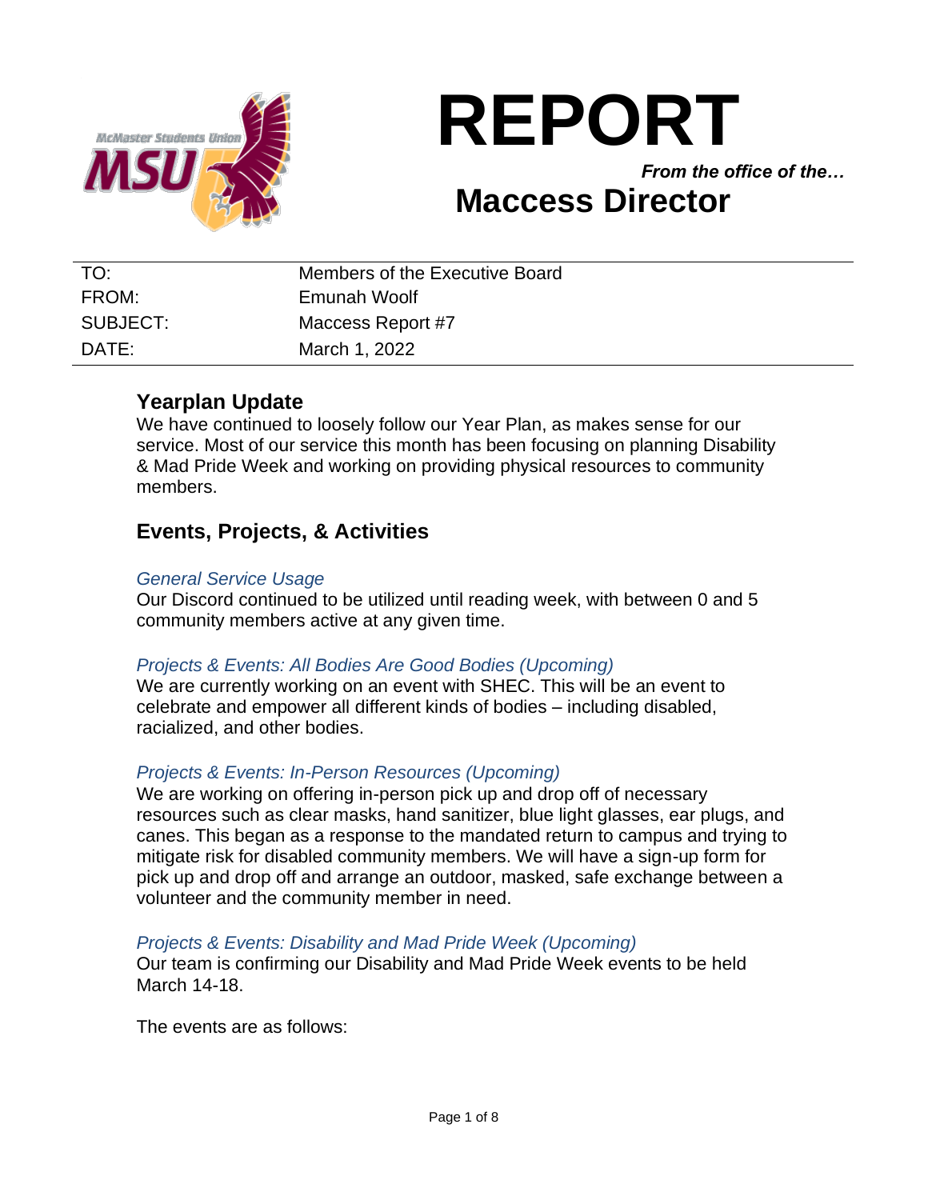# REPORT

*From the office of the…*

## Maccess Director

| | |
|---|---|
| TO: | Members of the Executive Board |
| FROM: | Emunah Woolf |
| SUBJECT: | Maccess Report #7 |
| DATE: | March 1, 2022 |

## Yearplan Update

We have continued to loosely follow our Year Plan, as makes sense for our service. Most of our service this month has been focusing on planning Disability & Mad Pride Week and working on providing physical resources to community members.

## Events, Projects, & Activities

### *General Service Usage*

Our Discord continued to be utilized until reading week, with between 0 and 5 community members active at any given time.

### *Projects & Events: All Bodies Are Good Bodies (Upcoming)*

We are currently working on an event with SHEC. This will be an event to celebrate and empower all different kinds of bodies – including disabled, racialized, and other bodies.

### *Projects & Events: In-Person Resources (Upcoming)*

We are working on offering in-person pick up and drop off of necessary resources such as clear masks, hand sanitizer, blue light glasses, ear plugs, and canes. This began as a response to the mandated return to campus and trying to mitigate risk for disabled community members. We will have a sign-up form for pick up and drop off and arrange an outdoor, masked, safe exchange between a volunteer and the community member in need.

### *Projects & Events: Disability and Mad Pride Week (Upcoming)*

Our team is confirming our Disability and Mad Pride Week events to be held March 14-18.

The events are as follows: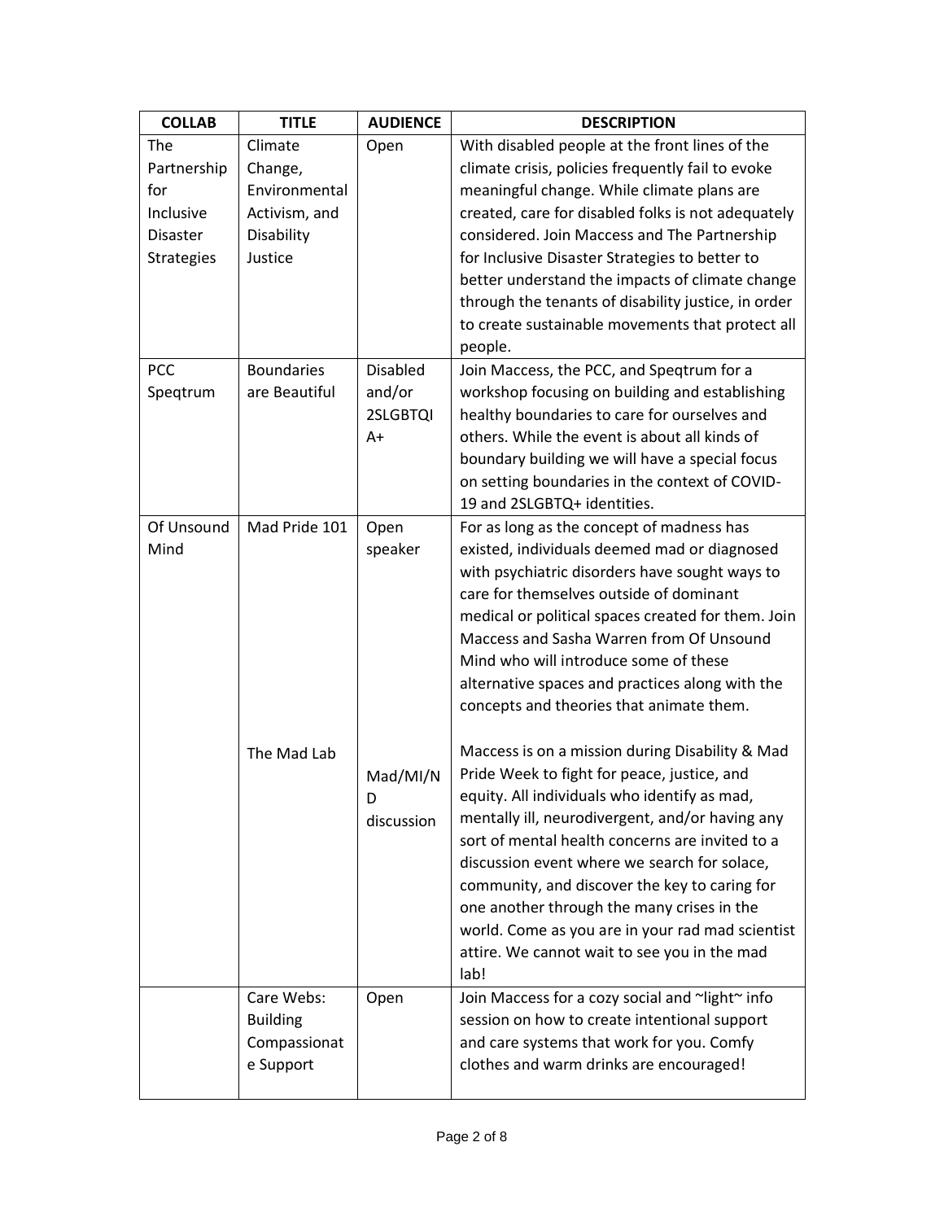| COLLAB | TITLE | AUDIENCE | DESCRIPTION |
| --- | --- | --- | --- |
| The Partnership for Inclusive Disaster Strategies | Climate Change, Environmental Activism, and Disability Justice | Open | With disabled people at the front lines of the climate crisis, policies frequently fail to evoke meaningful change. While climate plans are created, care for disabled folks is not adequately considered. Join Maccess and The Partnership for Inclusive Disaster Strategies to better to better understand the impacts of climate change through the tenants of disability justice, in order to create sustainable movements that protect all people. |
| PCC Speqtrum | Boundaries are Beautiful | Disabled and/or 2SLGBTQIA+ | Join Maccess, the PCC, and Speqtrum for a workshop focusing on building and establishing healthy boundaries to care for ourselves and others. While the event is about all kinds of boundary building we will have a special focus on setting boundaries in the context of COVID-19 and 2SLGBTQ+ identities. |
| Of Unsound Mind | Mad Pride 101 | Open speaker | For as long as the concept of madness has existed, individuals deemed mad or diagnosed with psychiatric disorders have sought ways to care for themselves outside of dominant medical or political spaces created for them. Join Maccess and Sasha Warren from Of Unsound Mind who will introduce some of these alternative spaces and practices along with the concepts and theories that animate them. |
| | The Mad Lab | Mad/MI/ND discussion | Maccess is on a mission during Disability & Mad Pride Week to fight for peace, justice, and equity. All individuals who identify as mad, mentally ill, neurodivergent, and/or having any sort of mental health concerns are invited to a discussion event where we search for solace, community, and discover the key to caring for one another through the many crises in the world. Come as you are in your rad mad scientist attire. We cannot wait to see you in the mad lab! |
| | Care Webs: Building Compassionate Support | Open | Join Maccess for a cozy social and ~light~ info session on how to create intentional support and care systems that work for you. Comfy clothes and warm drinks are encouraged! |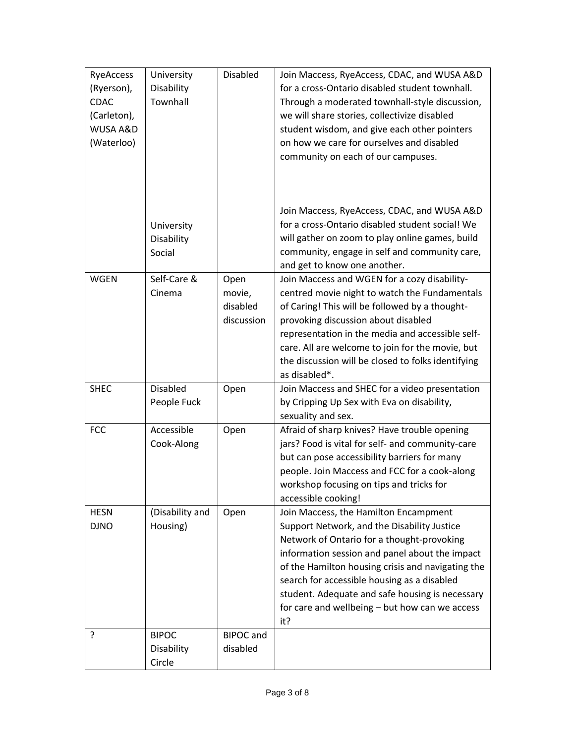| RyeAccess (Ryerson), CDAC (Carleton), WUSA A&D (Waterloo) | University Disability Townhall | Disabled | Join Maccess, RyeAccess, CDAC, and WUSA A&D for a cross-Ontario disabled student townhall. Through a moderated townhall-style discussion, we will share stories, collectivize disabled student wisdom, and give each other pointers on how we care for ourselves and disabled community on each of our campuses. |
|---|---|---|---|
| | University Disability Social | | Join Maccess, RyeAccess, CDAC, and WUSA A&D for a cross-Ontario disabled student social! We will gather on zoom to play online games, build community, engage in self and community care, and get to know one another. |
| WGEN | Self-Care & Cinema | Open movie, disabled discussion | Join Maccess and WGEN for a cozy disability-centred movie night to watch the Fundamentals of Caring! This will be followed by a thought-provoking discussion about disabled representation in the media and accessible self-care. All are welcome to join for the movie, but the discussion will be closed to folks identifying as disabled*. |
| SHEC | Disabled People Fuck | Open | Join Maccess and SHEC for a video presentation by Cripping Up Sex with Eva on disability, sexuality and sex. |
| FCC | Accessible Cook-Along | Open | Afraid of sharp knives? Have trouble opening jars? Food is vital for self- and community-care but can pose accessibility barriers for many people. Join Maccess and FCC for a cook-along workshop focusing on tips and tricks for accessible cooking! |
| HESN DJNO | (Disability and Housing) | Open | Join Maccess, the Hamilton Encampment Support Network, and the Disability Justice Network of Ontario for a thought-provoking information session and panel about the impact of the Hamilton housing crisis and navigating the search for accessible housing as a disabled student. Adequate and safe housing is necessary for care and wellbeing – but how can we access it? |
| ? | BIPOC Disability Circle | BIPOC and disabled | |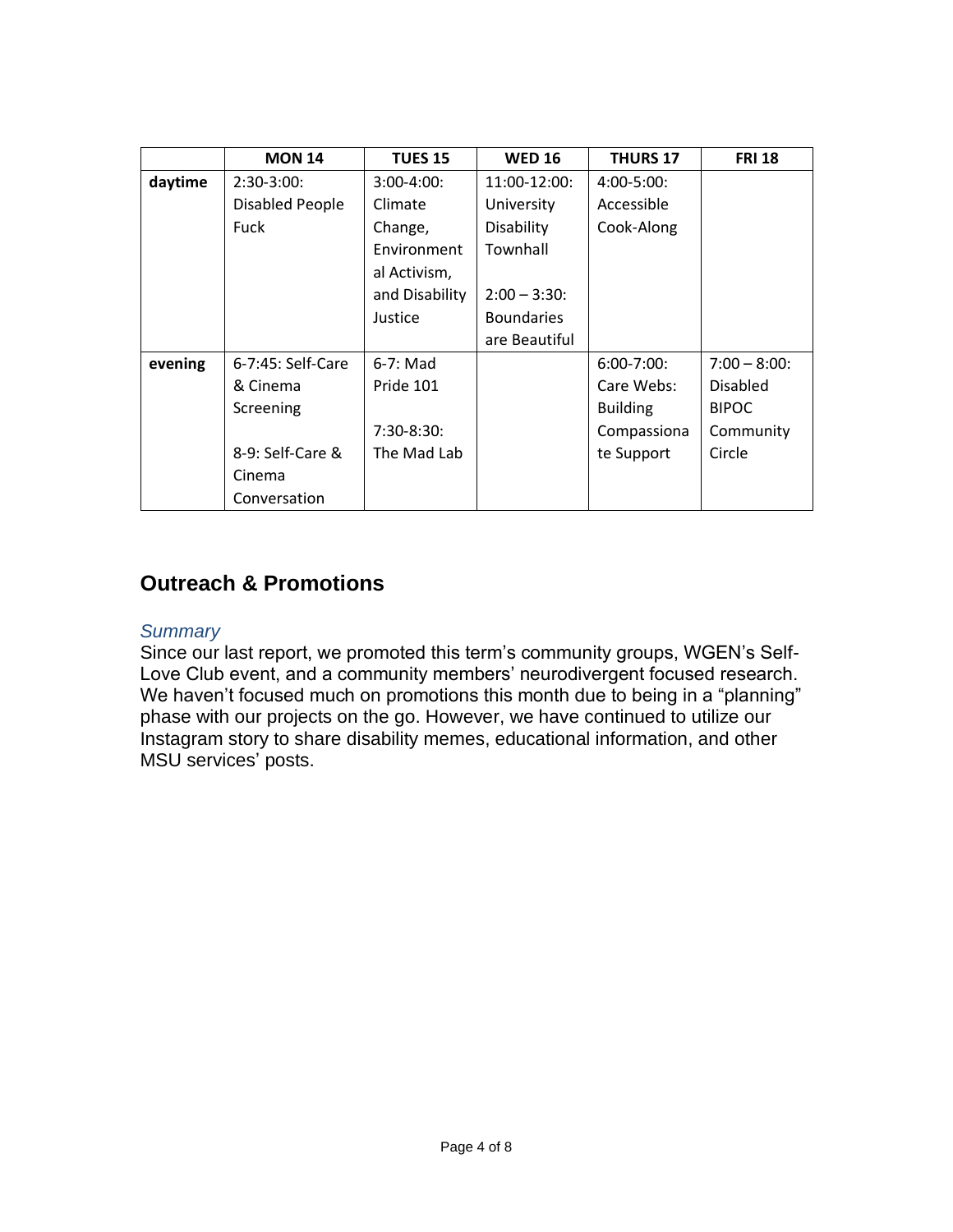|  | MON 14 | TUES 15 | WED 16 | THURS 17 | FRI 18 |
|---|---|---|---|---|---|
| daytime | 2:30-3:00: Disabled People Fuck | 3:00-4:00: Climate Change, Environmental Activism, and Disability Justice | 11:00-12:00: University Disability Townhall<br><br>2:00 – 3:30: Boundaries are Beautiful | 4:00-5:00: Accessible Cook-Along |  |
| evening | 6-7:45: Self-Care & Cinema Screening<br><br>8-9: Self-Care & Cinema Conversation | 6-7: Mad Pride 101<br><br>7:30-8:30: The Mad Lab |  | 6:00-7:00: Care Webs: Building Compassionate Support | 7:00 – 8:00: Disabled BIPOC Community Circle |

## Outreach & Promotions

### *Summary*

Since our last report, we promoted this term's community groups, WGEN's Self-Love Club event, and a community members' neurodivergent focused research. We haven't focused much on promotions this month due to being in a "planning" phase with our projects on the go. However, we have continued to utilize our Instagram story to share disability memes, educational information, and other MSU services' posts.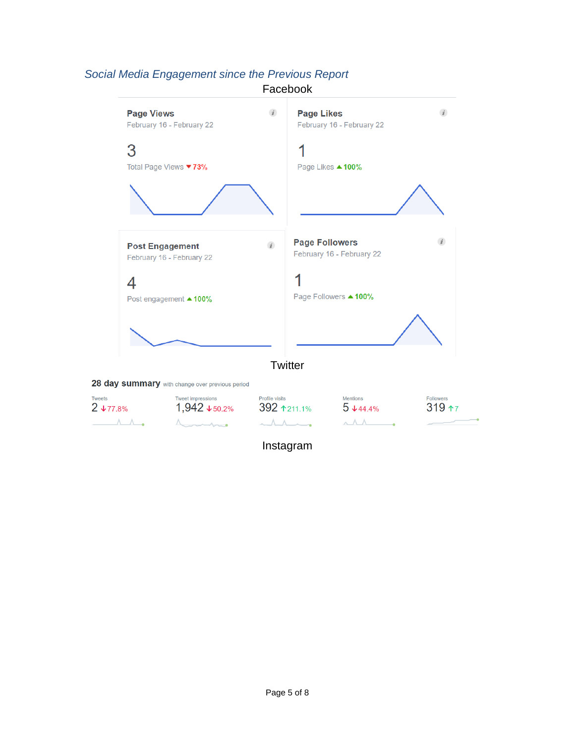## *Social Media Engagement since the Previous Report*

### Facebook

**Page Views**
February 16 - February 22

3

Total Page Views ▼73%

**Page Likes**
February 16 - February 22

1

Page Likes ▲100%

**Post Engagement**
February 16 - February 22

4

Post engagement ▲100%

**Page Followers**
February 16 - February 22

1

Page Followers ▲100%

### Twitter

**28 day summary** with change over previous period

| Tweets | Tweet impressions | Profile visits | Mentions | Followers |
|---|---|---|---|---|
| 2 ↓77.8% | 1,942 ↓50.2% | 392 ↑211.1% | 5 ↓44.4% | 319 ↑7 |

### Instagram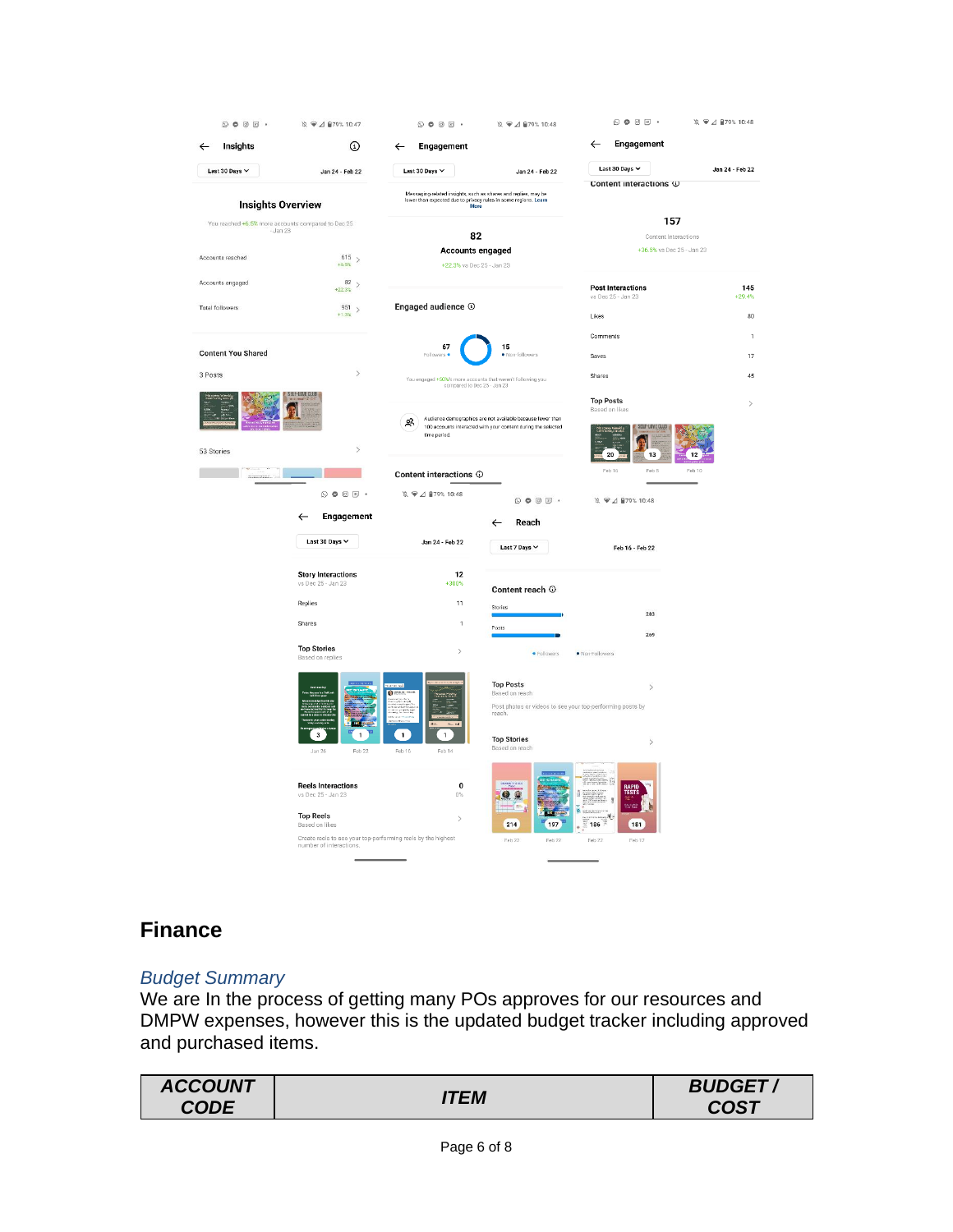## Finance

### *Budget Summary*

We are In the process of getting many POs approves for our resources and DMPW expenses, however this is the updated budget tracker including approved and purchased items.

| ***ACCOUNT CODE*** | ***ITEM*** | ***BUDGET / COST*** |
| --- | --- | --- |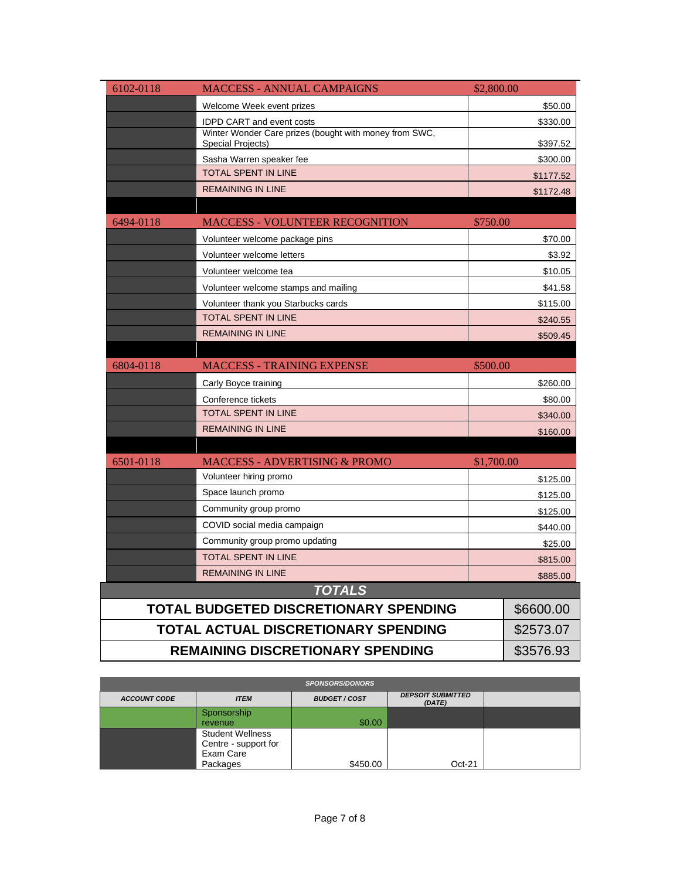| 6102-0118 | MACCESS - ANNUAL CAMPAIGNS | $2,800.00 |
|---|---|---|
| | Welcome Week event prizes | $50.00 |
| | IDPD CART and event costs | $330.00 |
| | Winter Wonder Care prizes (bought with money from SWC, Special Projects) | $397.52 |
| | Sasha Warren speaker fee | $300.00 |
| | TOTAL SPENT IN LINE | $1177.52 |
| | REMAINING IN LINE | $1172.48 |
| | | |
| 6494-0118 | MACCESS - VOLUNTEER RECOGNITION | $750.00 |
| | Volunteer welcome package pins | $70.00 |
| | Volunteer welcome letters | $3.92 |
| | Volunteer welcome tea | $10.05 |
| | Volunteer welcome stamps and mailing | $41.58 |
| | Volunteer thank you Starbucks cards | $115.00 |
| | TOTAL SPENT IN LINE | $240.55 |
| | REMAINING IN LINE | $509.45 |
| | | |
| 6804-0118 | MACCESS - TRAINING EXPENSE | $500.00 |
| | Carly Boyce training | $260.00 |
| | Conference tickets | $80.00 |
| | TOTAL SPENT IN LINE | $340.00 |
| | REMAINING IN LINE | $160.00 |
| | | |
| 6501-0118 | MACCESS - ADVERTISING & PROMO | $1,700.00 |
| | Volunteer hiring promo | $125.00 |
| | Space launch promo | $125.00 |
| | Community group promo | $125.00 |
| | COVID social media campaign | $440.00 |
| | Community group promo updating | $25.00 |
| | TOTAL SPENT IN LINE | $815.00 |
| | REMAINING IN LINE | $885.00 |

| TOTALS | |
|---|---|
| **TOTAL BUDGETED DISCRETIONARY SPENDING** | $6600.00 |
| **TOTAL ACTUAL DISCRETIONARY SPENDING** | $2573.07 |
| **REMAINING DISCRETIONARY SPENDING** | $3576.93 |

| SPONSORS/DONORS | | | | |
|---|---|---|---|---|
| ***ACCOUNT CODE*** | ***ITEM*** | ***BUDGET / COST*** | ***DEPSOIT SUBMITTED (DATE)*** | |
| | Sponsorship revenue | $0.00 | | |
| | Student Wellness Centre - support for Exam Care Packages | $450.00 | Oct-21 | |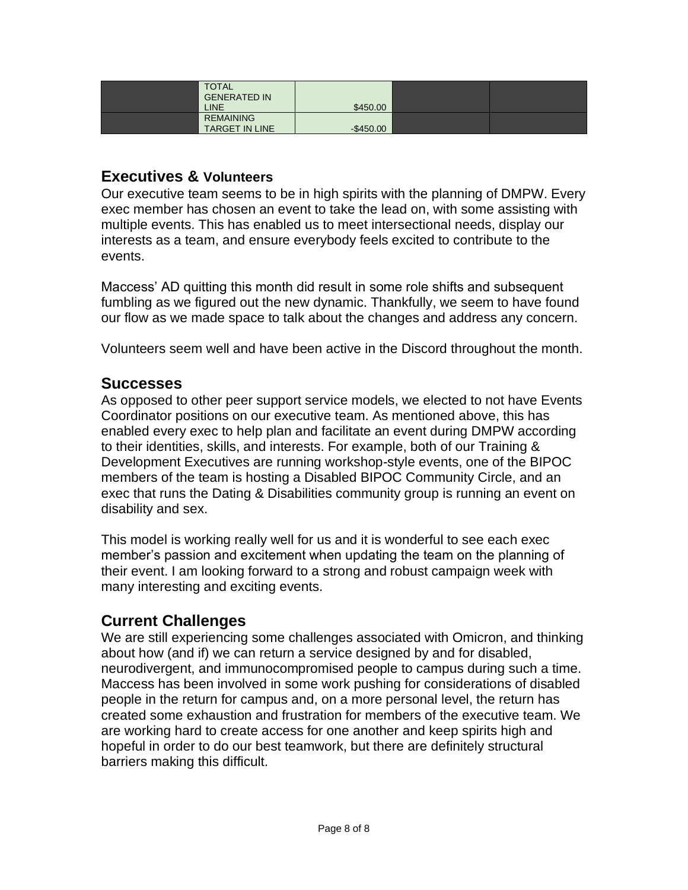| | | | | |
|---|---|---|---|---|
| | TOTAL GENERATED IN LINE | $450.00 | | |
| | REMAINING TARGET IN LINE | -$450.00 | | |

## Executives & Volunteers

Our executive team seems to be in high spirits with the planning of DMPW. Every exec member has chosen an event to take the lead on, with some assisting with multiple events. This has enabled us to meet intersectional needs, display our interests as a team, and ensure everybody feels excited to contribute to the events.

Maccess' AD quitting this month did result in some role shifts and subsequent fumbling as we figured out the new dynamic. Thankfully, we seem to have found our flow as we made space to talk about the changes and address any concern.

Volunteers seem well and have been active in the Discord throughout the month.

## Successes

As opposed to other peer support service models, we elected to not have Events Coordinator positions on our executive team. As mentioned above, this has enabled every exec to help plan and facilitate an event during DMPW according to their identities, skills, and interests. For example, both of our Training & Development Executives are running workshop-style events, one of the BIPOC members of the team is hosting a Disabled BIPOC Community Circle, and an exec that runs the Dating & Disabilities community group is running an event on disability and sex.

This model is working really well for us and it is wonderful to see each exec member's passion and excitement when updating the team on the planning of their event. I am looking forward to a strong and robust campaign week with many interesting and exciting events.

## Current Challenges

We are still experiencing some challenges associated with Omicron, and thinking about how (and if) we can return a service designed by and for disabled, neurodivergent, and immunocompromised people to campus during such a time. Maccess has been involved in some work pushing for considerations of disabled people in the return for campus and, on a more personal level, the return has created some exhaustion and frustration for members of the executive team. We are working hard to create access for one another and keep spirits high and hopeful in order to do our best teamwork, but there are definitely structural barriers making this difficult.